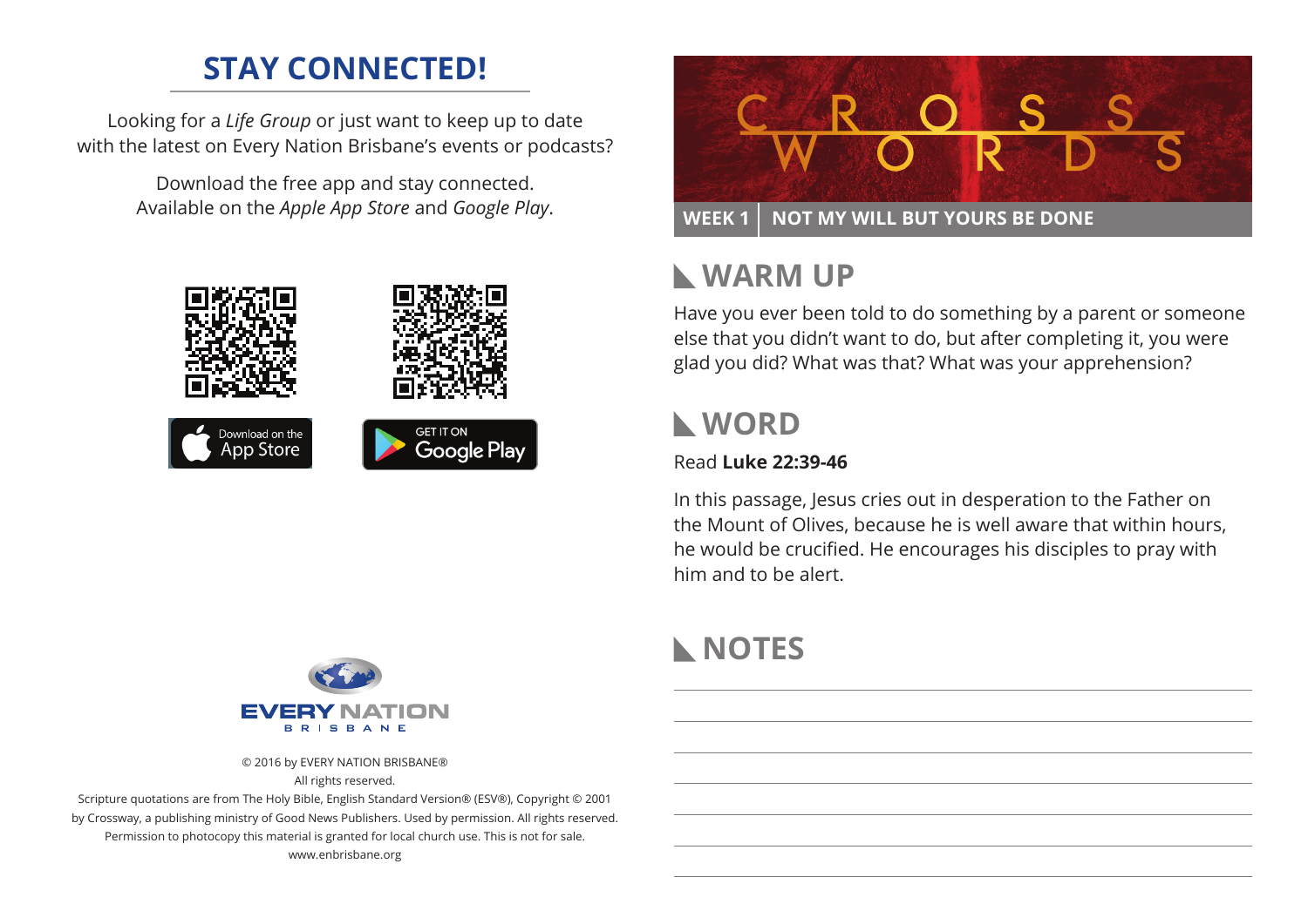## STAY CONNECTED!

Looking for a *Life Group* or just want to keep up to date with the latest on Every Nation Brisbane's events or podcasts?

Download the free app and stay connected. Available on the *Apple App Store* and *Google Play*.

Download on the App Store

GET IT ON Google Play

EVERY NATION BRISBANE

© 2016 by EVERY NATION BRISBANE®
All rights reserved.
Scripture quotations are from The Holy Bible, English Standard Version® (ESV®), Copyright © 2001 by Crossway, a publishing ministry of Good News Publishers. Used by permission. All rights reserved.
Permission to photocopy this material is granted for local church use. This is not for sale.
www.enbrisbane.org

# CROSS WORDS

**WEEK 1 | NOT MY WILL BUT YOURS BE DONE**

## WARM UP

Have you ever been told to do something by a parent or someone else that you didn't want to do, but after completing it, you were glad you did? What was that? What was your apprehension?

## WORD

Read **Luke 22:39-46**

In this passage, Jesus cries out in desperation to the Father on the Mount of Olives, because he is well aware that within hours, he would be crucified. He encourages his disciples to pray with him and to be alert.

## NOTES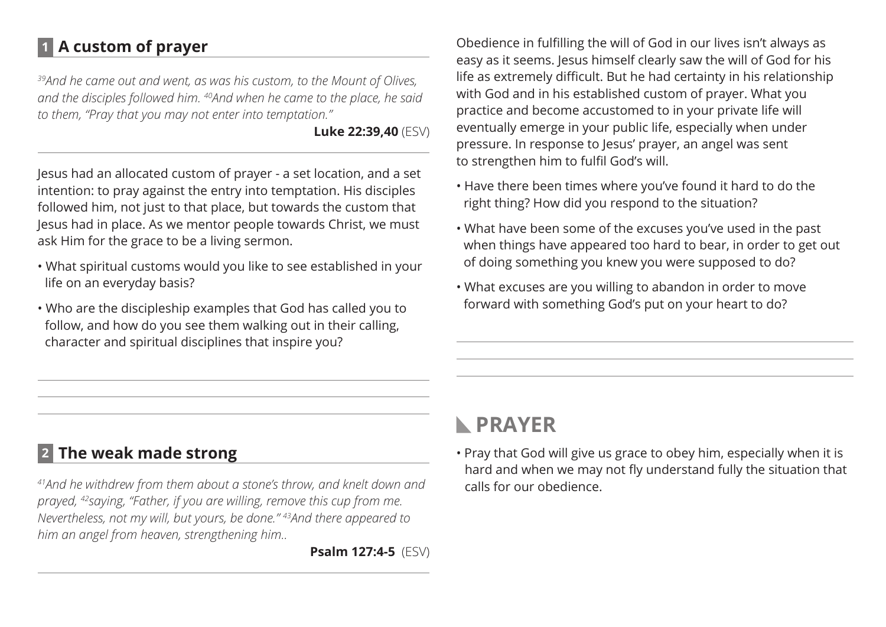## 1 A custom of prayer

*[39]And he came out and went, as was his custom, to the Mount of Olives, and the disciples followed him. [40]And when he came to the place, he said to them, "Pray that you may not enter into temptation."*

**Luke 22:39,40** (ESV)

Jesus had an allocated custom of prayer - a set location, and a set intention: to pray against the entry into temptation. His disciples followed him, not just to that place, but towards the custom that Jesus had in place. As we mentor people towards Christ, we must ask Him for the grace to be a living sermon.

- What spiritual customs would you like to see established in your life on an everyday basis?
- Who are the discipleship examples that God has called you to follow, and how do you see them walking out in their calling, character and spiritual disciplines that inspire you?

## 2 The weak made strong

*[41]And he withdrew from them about a stone's throw, and knelt down and prayed, [42]saying, "Father, if you are willing, remove this cup from me. Nevertheless, not my will, but yours, be done." [43]And there appeared to him an angel from heaven, strengthening him..*

**Psalm 127:4-5** (ESV)

Obedience in fulfilling the will of God in our lives isn't always as easy as it seems. Jesus himself clearly saw the will of God for his life as extremely difficult. But he had certainty in his relationship with God and in his established custom of prayer. What you practice and become accustomed to in your private life will eventually emerge in your public life, especially when under pressure. In response to Jesus' prayer, an angel was sent to strengthen him to fulfil God's will.

- Have there been times where you've found it hard to do the right thing? How did you respond to the situation?
- What have been some of the excuses you've used in the past when things have appeared too hard to bear, in order to get out of doing something you knew you were supposed to do?
- What excuses are you willing to abandon in order to move forward with something God's put on your heart to do?

## PRAYER

- Pray that God will give us grace to obey him, especially when it is hard and when we may not fly understand fully the situation that calls for our obedience.